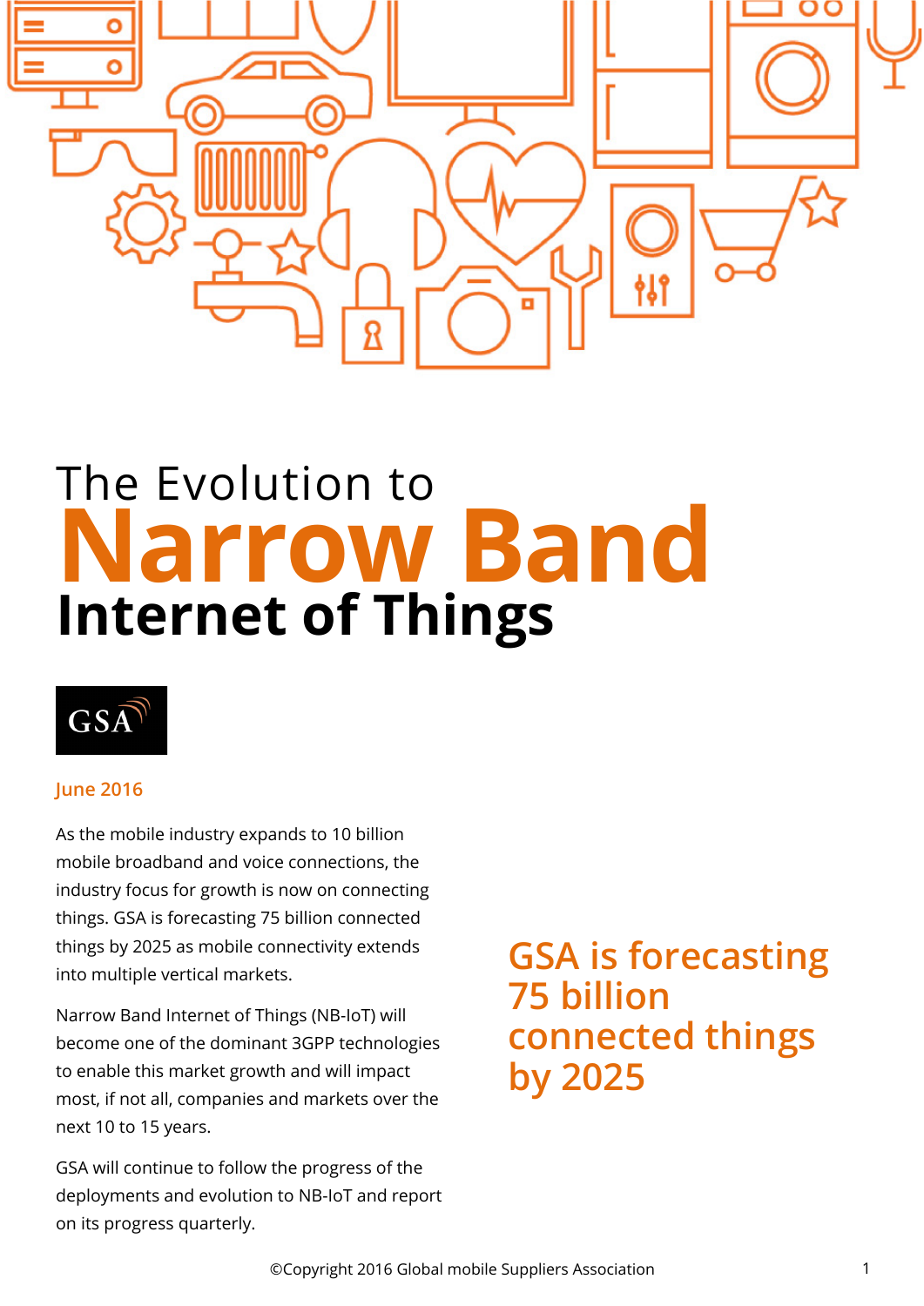# The Evolution to Narrow Band Internet of Things

GSA

June 2016

As the mobile industry expands to 10 billion mobile broadband and voice connections, the industry focus for growth is now on connecting things. GSA is forecasting 75 billion connected things by 2025 as mobile connectivity extends into multiple vertical markets.

Narrow Band Internet of Things (NB-IoT) will become one of the dominant 3GPP technologies to enable this market growth and will impact most, if not all, companies and markets over the next 10 to 15 years.

GSA will continue to follow the progress of the deployments and evolution to NB-IoT and report on its progress quarterly.

**GSA is forecasting 75 billion connected things by 2025**

©Copyright 2016 Global mobile Suppliers Association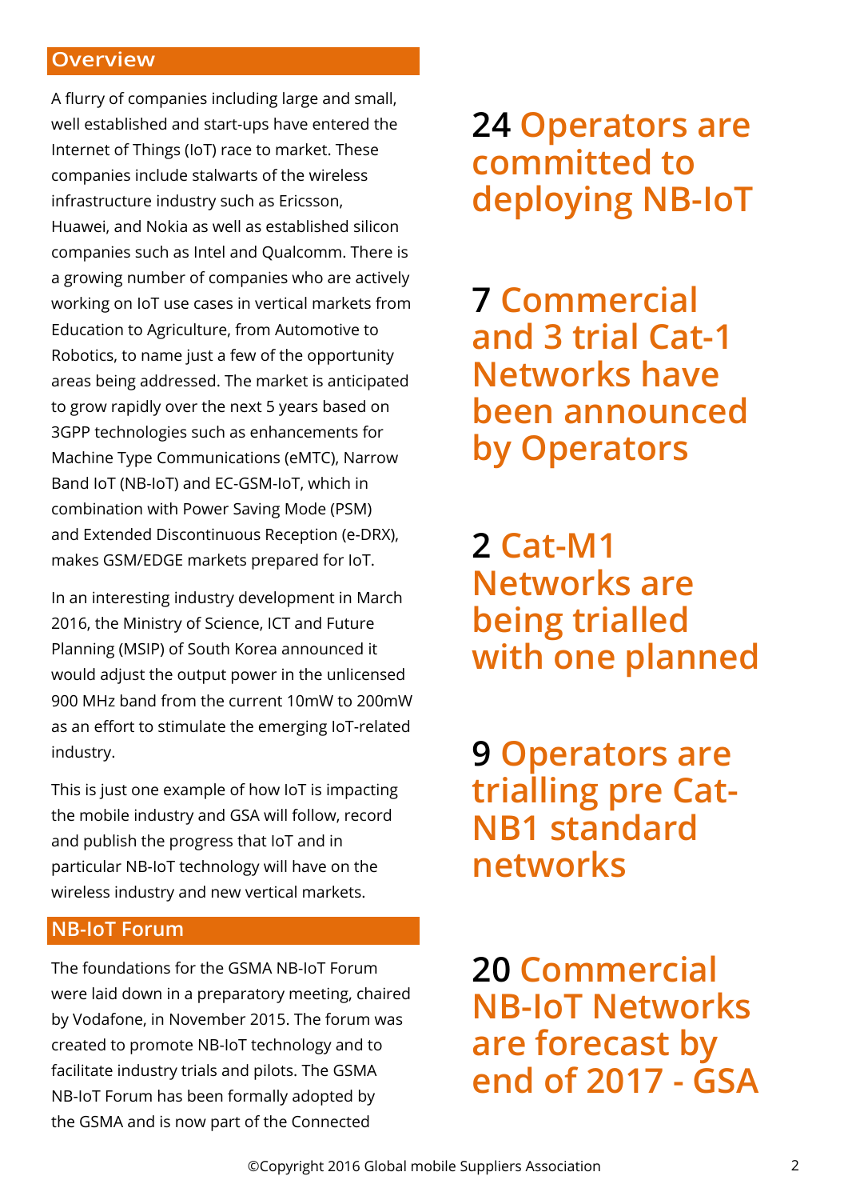## Overview

A flurry of companies including large and small, well established and start-ups have entered the Internet of Things (IoT) race to market. These companies include stalwarts of the wireless infrastructure industry such as Ericsson, Huawei, and Nokia as well as established silicon companies such as Intel and Qualcomm. There is a growing number of companies who are actively working on IoT use cases in vertical markets from Education to Agriculture, from Automotive to Robotics, to name just a few of the opportunity areas being addressed. The market is anticipated to grow rapidly over the next 5 years based on 3GPP technologies such as enhancements for Machine Type Communications (eMTC), Narrow Band IoT (NB-IoT) and EC-GSM-IoT, which in combination with Power Saving Mode (PSM) and Extended Discontinuous Reception (e-DRX), makes GSM/EDGE markets prepared for IoT.

In an interesting industry development in March 2016, the Ministry of Science, ICT and Future Planning (MSIP) of South Korea announced it would adjust the output power in the unlicensed 900 MHz band from the current 10mW to 200mW as an effort to stimulate the emerging IoT-related industry.

This is just one example of how IoT is impacting the mobile industry and GSA will follow, record and publish the progress that IoT and in particular NB-IoT technology will have on the wireless industry and new vertical markets.

## NB-IoT Forum

The foundations for the GSMA NB-IoT Forum were laid down in a preparatory meeting, chaired by Vodafone, in November 2015. The forum was created to promote NB-IoT technology and to facilitate industry trials and pilots. The GSMA NB-IoT Forum has been formally adopted by the GSMA and is now part of the Connected

**24 Operators are committed to deploying NB-IoT**

**7 Commercial and 3 trial Cat-1 Networks have been announced by Operators**

**2 Cat-M1 Networks are being trialled with one planned**

**9 Operators are trialling pre Cat-NB1 standard networks**

**20 Commercial NB-IoT Networks are forecast by end of 2017 - GSA**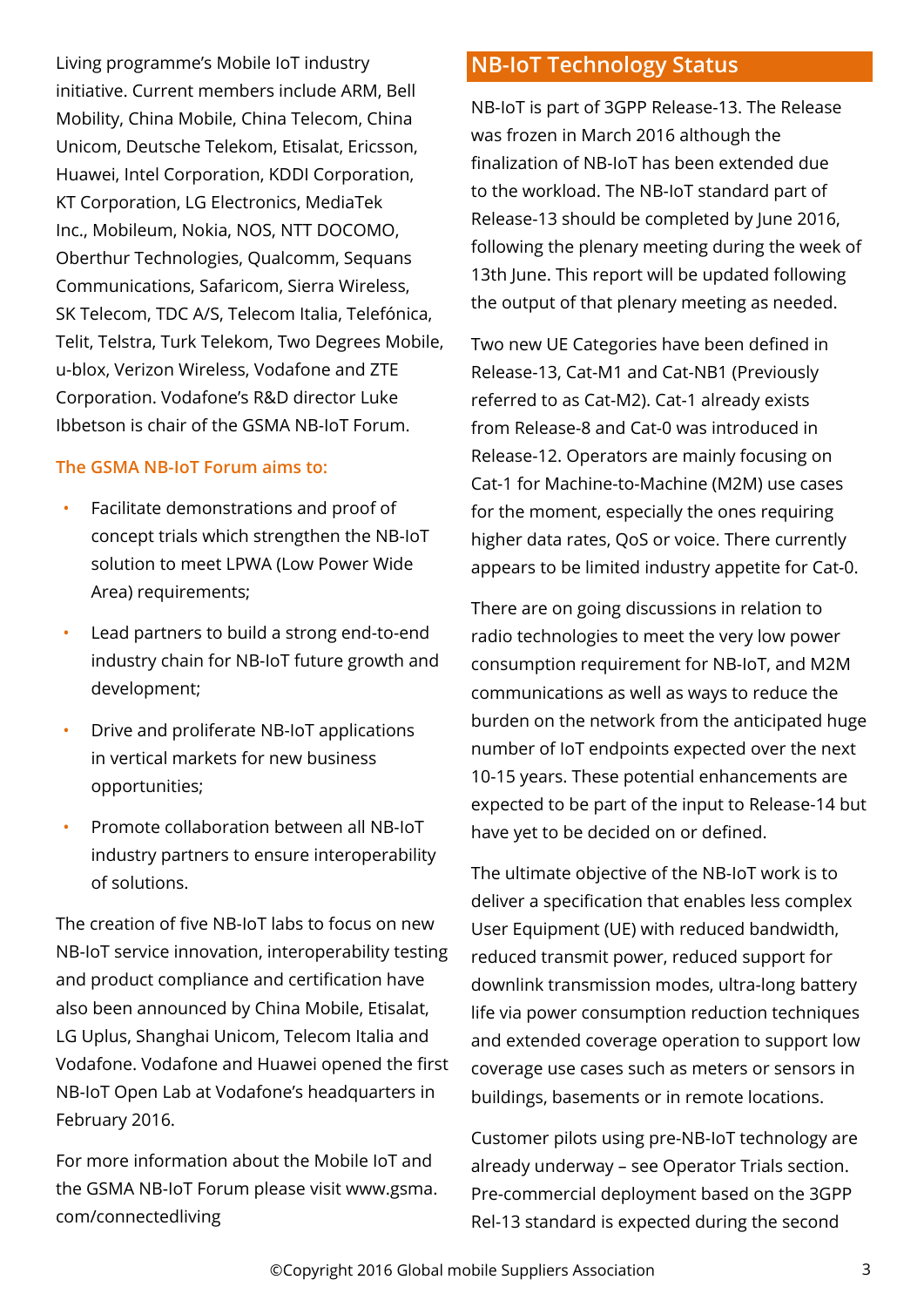Living programme's Mobile IoT industry initiative. Current members include ARM, Bell Mobility, China Mobile, China Telecom, China Unicom, Deutsche Telekom, Etisalat, Ericsson, Huawei, Intel Corporation, KDDI Corporation, KT Corporation, LG Electronics, MediaTek Inc., Mobileum, Nokia, NOS, NTT DOCOMO, Oberthur Technologies, Qualcomm, Sequans Communications, Safaricom, Sierra Wireless, SK Telecom, TDC A/S, Telecom Italia, Telefónica, Telit, Telstra, Turk Telekom, Two Degrees Mobile, u-blox, Verizon Wireless, Vodafone and ZTE Corporation. Vodafone's R&D director Luke Ibbetson is chair of the GSMA NB-IoT Forum.

### The GSMA NB-IoT Forum aims to:

- Facilitate demonstrations and proof of concept trials which strengthen the NB-IoT solution to meet LPWA (Low Power Wide Area) requirements;
- Lead partners to build a strong end-to-end industry chain for NB-IoT future growth and development;
- Drive and proliferate NB-IoT applications in vertical markets for new business opportunities;
- Promote collaboration between all NB-IoT industry partners to ensure interoperability of solutions.

The creation of five NB-IoT labs to focus on new NB-IoT service innovation, interoperability testing and product compliance and certification have also been announced by China Mobile, Etisalat, LG Uplus, Shanghai Unicom, Telecom Italia and Vodafone. Vodafone and Huawei opened the first NB-IoT Open Lab at Vodafone's headquarters in February 2016.

For more information about the Mobile IoT and the GSMA NB-IoT Forum please visit www.gsma.com/connectedliving

## NB-IoT Technology Status

NB-IoT is part of 3GPP Release-13. The Release was frozen in March 2016 although the finalization of NB-IoT has been extended due to the workload. The NB-IoT standard part of Release-13 should be completed by June 2016, following the plenary meeting during the week of 13th June. This report will be updated following the output of that plenary meeting as needed.

Two new UE Categories have been defined in Release-13, Cat-M1 and Cat-NB1 (Previously referred to as Cat-M2). Cat-1 already exists from Release-8 and Cat-0 was introduced in Release-12. Operators are mainly focusing on Cat-1 for Machine-to-Machine (M2M) use cases for the moment, especially the ones requiring higher data rates, QoS or voice. There currently appears to be limited industry appetite for Cat-0.

There are on going discussions in relation to radio technologies to meet the very low power consumption requirement for NB-IoT, and M2M communications as well as ways to reduce the burden on the network from the anticipated huge number of IoT endpoints expected over the next 10-15 years. These potential enhancements are expected to be part of the input to Release-14 but have yet to be decided on or defined.

The ultimate objective of the NB-IoT work is to deliver a specification that enables less complex User Equipment (UE) with reduced bandwidth, reduced transmit power, reduced support for downlink transmission modes, ultra-long battery life via power consumption reduction techniques and extended coverage operation to support low coverage use cases such as meters or sensors in buildings, basements or in remote locations.

Customer pilots using pre-NB-IoT technology are already underway – see Operator Trials section. Pre-commercial deployment based on the 3GPP Rel-13 standard is expected during the second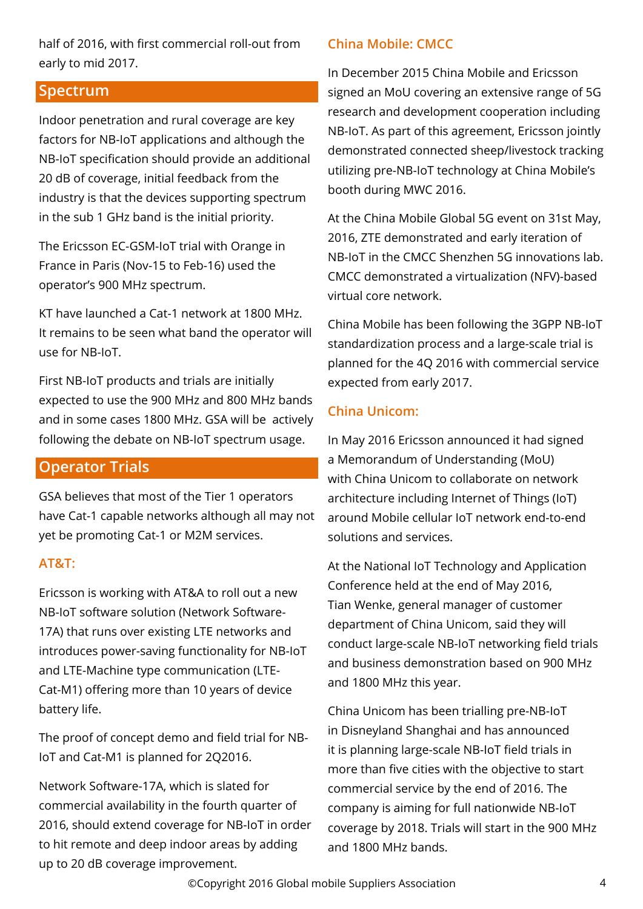half of 2016, with first commercial roll-out from early to mid 2017.

## Spectrum

Indoor penetration and rural coverage are key factors for NB-IoT applications and although the NB-IoT specification should provide an additional 20 dB of coverage, initial feedback from the industry is that the devices supporting spectrum in the sub 1 GHz band is the initial priority.

The Ericsson EC-GSM-IoT trial with Orange in France in Paris (Nov-15 to Feb-16) used the operator's 900 MHz spectrum.

KT have launched a Cat-1 network at 1800 MHz. It remains to be seen what band the operator will use for NB-IoT.

First NB-IoT products and trials are initially expected to use the 900 MHz and 800 MHz bands and in some cases 1800 MHz. GSA will be actively following the debate on NB-IoT spectrum usage.

## Operator Trials

GSA believes that most of the Tier 1 operators have Cat-1 capable networks although all may not yet be promoting Cat-1 or M2M services.

### AT&T:

Ericsson is working with AT&A to roll out a new NB-IoT software solution (Network Software-17A) that runs over existing LTE networks and introduces power-saving functionality for NB-IoT and LTE-Machine type communication (LTE-Cat-M1) offering more than 10 years of device battery life.

The proof of concept demo and field trial for NB-IoT and Cat-M1 is planned for 2Q2016.

Network Software-17A, which is slated for commercial availability in the fourth quarter of 2016, should extend coverage for NB-IoT in order to hit remote and deep indoor areas by adding up to 20 dB coverage improvement.

### China Mobile: CMCC

In December 2015 China Mobile and Ericsson signed an MoU covering an extensive range of 5G research and development cooperation including NB-IoT. As part of this agreement, Ericsson jointly demonstrated connected sheep/livestock tracking utilizing pre-NB-IoT technology at China Mobile's booth during MWC 2016.

At the China Mobile Global 5G event on 31st May, 2016, ZTE demonstrated and early iteration of NB-IoT in the CMCC Shenzhen 5G innovations lab. CMCC demonstrated a virtualization (NFV)-based virtual core network.

China Mobile has been following the 3GPP NB-IoT standardization process and a large-scale trial is planned for the 4Q 2016 with commercial service expected from early 2017.

### China Unicom:

In May 2016 Ericsson announced it had signed a Memorandum of Understanding (MoU) with China Unicom to collaborate on network architecture including Internet of Things (IoT) around Mobile cellular IoT network end-to-end solutions and services.

At the National IoT Technology and Application Conference held at the end of May 2016, Tian Wenke, general manager of customer department of China Unicom, said they will conduct large-scale NB-IoT networking field trials and business demonstration based on 900 MHz and 1800 MHz this year.

China Unicom has been trialling pre-NB-IoT in Disneyland Shanghai and has announced it is planning large-scale NB-IoT field trials in more than five cities with the objective to start commercial service by the end of 2016. The company is aiming for full nationwide NB-IoT coverage by 2018. Trials will start in the 900 MHz and 1800 MHz bands.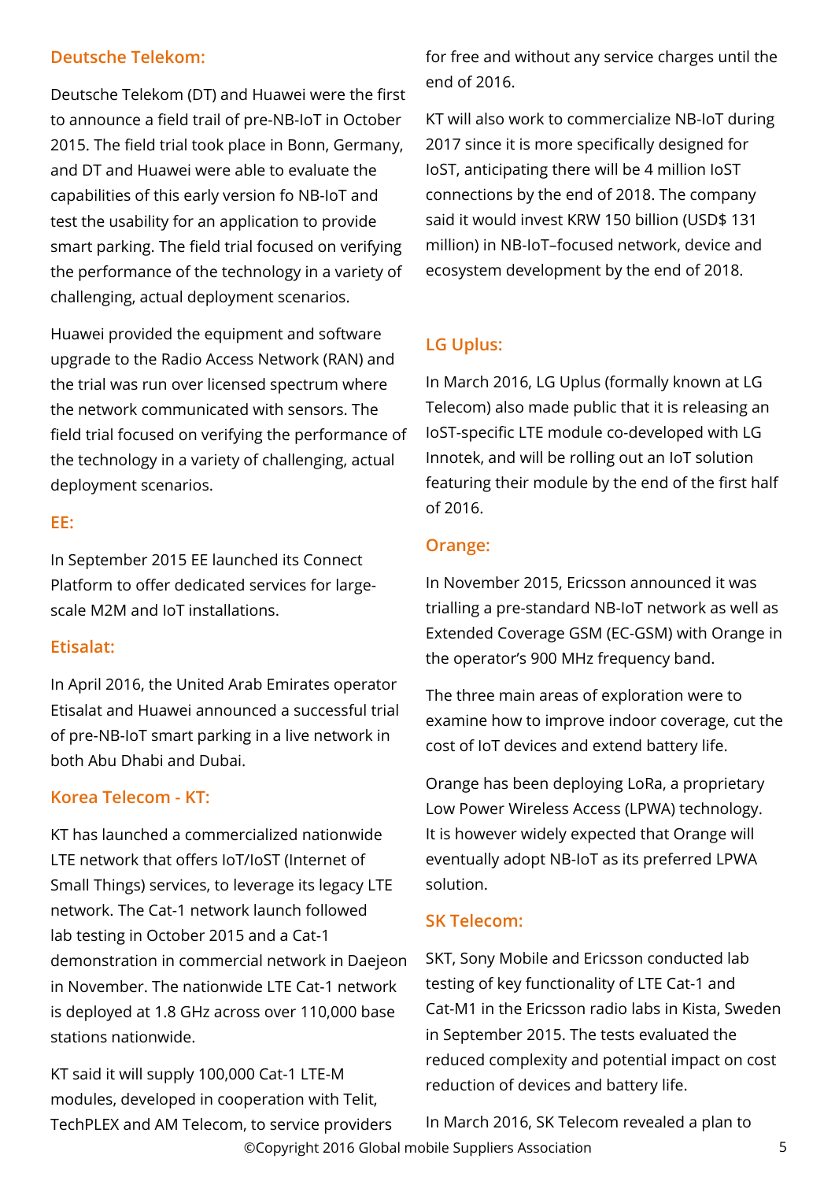### Deutsche Telekom:

Deutsche Telekom (DT) and Huawei were the first to announce a field trail of pre-NB-IoT in October 2015. The field trial took place in Bonn, Germany, and DT and Huawei were able to evaluate the capabilities of this early version fo NB-IoT and test the usability for an application to provide smart parking. The field trial focused on verifying the performance of the technology in a variety of challenging, actual deployment scenarios.

Huawei provided the equipment and software upgrade to the Radio Access Network (RAN) and the trial was run over licensed spectrum where the network communicated with sensors. The field trial focused on verifying the performance of the technology in a variety of challenging, actual deployment scenarios.

### EE:

In September 2015 EE launched its Connect Platform to offer dedicated services for large-scale M2M and IoT installations.

### Etisalat:

In April 2016, the United Arab Emirates operator Etisalat and Huawei announced a successful trial of pre-NB-IoT smart parking in a live network in both Abu Dhabi and Dubai.

### Korea Telecom - KT:

KT has launched a commercialized nationwide LTE network that offers IoT/IoST (Internet of Small Things) services, to leverage its legacy LTE network. The Cat-1 network launch followed lab testing in October 2015 and a Cat-1 demonstration in commercial network in Daejeon in November. The nationwide LTE Cat-1 network is deployed at 1.8 GHz across over 110,000 base stations nationwide.

KT said it will supply 100,000 Cat-1 LTE-M modules, developed in cooperation with Telit, TechPLEX and AM Telecom, to service providers for free and without any service charges until the end of 2016.

KT will also work to commercialize NB-IoT during 2017 since it is more specifically designed for IoST, anticipating there will be 4 million IoST connections by the end of 2018. The company said it would invest KRW 150 billion (USD$ 131 million) in NB-IoT–focused network, device and ecosystem development by the end of 2018.

### LG Uplus:

In March 2016, LG Uplus (formally known at LG Telecom) also made public that it is releasing an IoST-specific LTE module co-developed with LG Innotek, and will be rolling out an IoT solution featuring their module by the end of the first half of 2016.

### Orange:

In November 2015, Ericsson announced it was trialling a pre-standard NB-IoT network as well as Extended Coverage GSM (EC-GSM) with Orange in the operator's 900 MHz frequency band.

The three main areas of exploration were to examine how to improve indoor coverage, cut the cost of IoT devices and extend battery life.

Orange has been deploying LoRa, a proprietary Low Power Wireless Access (LPWA) technology. It is however widely expected that Orange will eventually adopt NB-IoT as its preferred LPWA solution.

### SK Telecom:

SKT, Sony Mobile and Ericsson conducted lab testing of key functionality of LTE Cat-1 and Cat-M1 in the Ericsson radio labs in Kista, Sweden in September 2015. The tests evaluated the reduced complexity and potential impact on cost reduction of devices and battery life.

In March 2016, SK Telecom revealed a plan to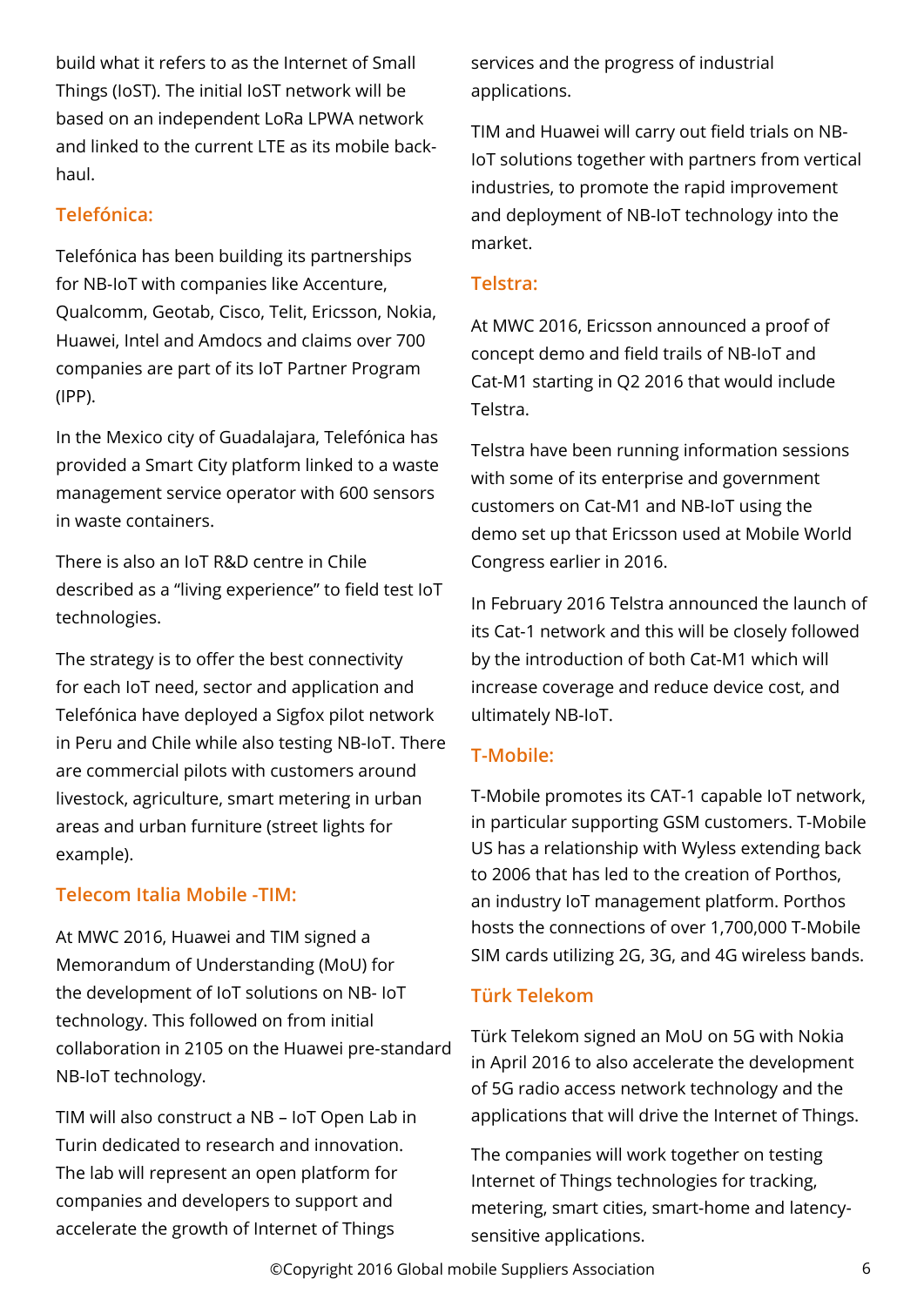build what it refers to as the Internet of Small Things (IoST). The initial IoST network will be based on an independent LoRa LPWA network and linked to the current LTE as its mobile back-haul.

### Telefónica:

Telefónica has been building its partnerships for NB-IoT with companies like Accenture, Qualcomm, Geotab, Cisco, Telit, Ericsson, Nokia, Huawei, Intel and Amdocs and claims over 700 companies are part of its IoT Partner Program (IPP).

In the Mexico city of Guadalajara, Telefónica has provided a Smart City platform linked to a waste management service operator with 600 sensors in waste containers.

There is also an IoT R&D centre in Chile described as a "living experience" to field test IoT technologies.

The strategy is to offer the best connectivity for each IoT need, sector and application and Telefónica have deployed a Sigfox pilot network in Peru and Chile while also testing NB-IoT. There are commercial pilots with customers around livestock, agriculture, smart metering in urban areas and urban furniture (street lights for example).

### Telecom Italia Mobile -TIM:

At MWC 2016, Huawei and TIM signed a Memorandum of Understanding (MoU) for the development of IoT solutions on NB- IoT technology. This followed on from initial collaboration in 2105 on the Huawei pre-standard NB-IoT technology.

TIM will also construct a NB – IoT Open Lab in Turin dedicated to research and innovation. The lab will represent an open platform for companies and developers to support and accelerate the growth of Internet of Things services and the progress of industrial applications.

TIM and Huawei will carry out field trials on NB-IoT solutions together with partners from vertical industries, to promote the rapid improvement and deployment of NB-IoT technology into the market.

### Telstra:

At MWC 2016, Ericsson announced a proof of concept demo and field trails of NB-IoT and Cat-M1 starting in Q2 2016 that would include Telstra.

Telstra have been running information sessions with some of its enterprise and government customers on Cat-M1 and NB-IoT using the demo set up that Ericsson used at Mobile World Congress earlier in 2016.

In February 2016 Telstra announced the launch of its Cat-1 network and this will be closely followed by the introduction of both Cat-M1 which will increase coverage and reduce device cost, and ultimately NB-IoT.

### T-Mobile:

T-Mobile promotes its CAT-1 capable IoT network, in particular supporting GSM customers. T-Mobile US has a relationship with Wyless extending back to 2006 that has led to the creation of Porthos, an industry IoT management platform. Porthos hosts the connections of over 1,700,000 T-Mobile SIM cards utilizing 2G, 3G, and 4G wireless bands.

### Türk Telekom

Türk Telekom signed an MoU on 5G with Nokia in April 2016 to also accelerate the development of 5G radio access network technology and the applications that will drive the Internet of Things.

The companies will work together on testing Internet of Things technologies for tracking, metering, smart cities, smart-home and latency-sensitive applications.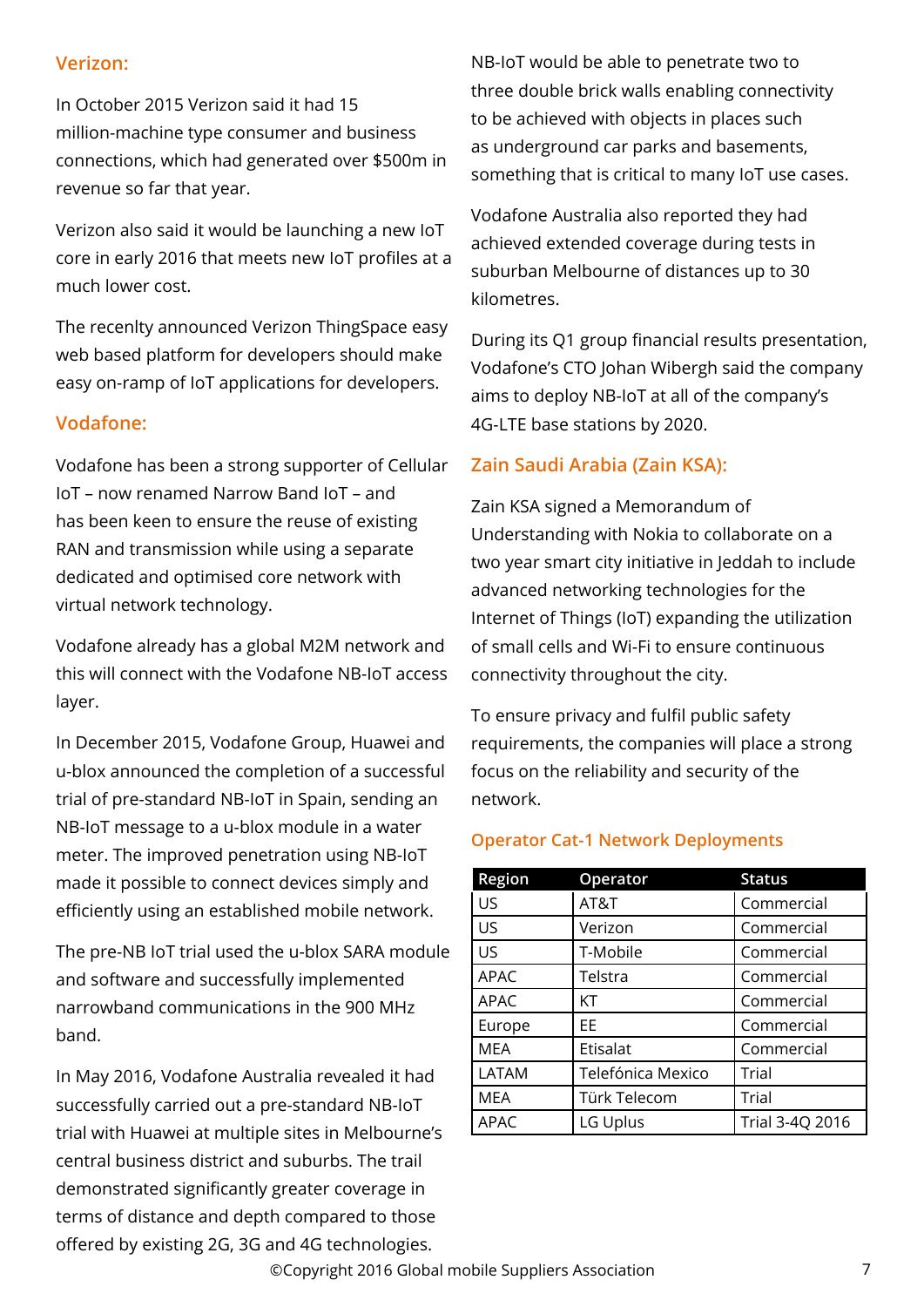## Verizon:

In October 2015 Verizon said it had 15 million-machine type consumer and business connections, which had generated over $500m in revenue so far that year.

Verizon also said it would be launching a new IoT core in early 2016 that meets new IoT profiles at a much lower cost.

The recenlty announced Verizon ThingSpace easy web based platform for developers should make easy on-ramp of IoT applications for developers.

## Vodafone:

Vodafone has been a strong supporter of Cellular IoT – now renamed Narrow Band IoT – and has been keen to ensure the reuse of existing RAN and transmission while using a separate dedicated and optimised core network with virtual network technology.

Vodafone already has a global M2M network and this will connect with the Vodafone NB-IoT access layer.

In December 2015, Vodafone Group, Huawei and u-blox announced the completion of a successful trial of pre-standard NB-IoT in Spain, sending an NB-IoT message to a u-blox module in a water meter. The improved penetration using NB-IoT made it possible to connect devices simply and efficiently using an established mobile network.

The pre-NB IoT trial used the u-blox SARA module and software and successfully implemented narrowband communications in the 900 MHz band.

In May 2016, Vodafone Australia revealed it had successfully carried out a pre-standard NB-IoT trial with Huawei at multiple sites in Melbourne's central business district and suburbs. The trail demonstrated significantly greater coverage in terms of distance and depth compared to those offered by existing 2G, 3G and 4G technologies. NB-IoT would be able to penetrate two to three double brick walls enabling connectivity to be achieved with objects in places such as underground car parks and basements, something that is critical to many IoT use cases.

Vodafone Australia also reported they had achieved extended coverage during tests in suburban Melbourne of distances up to 30 kilometres.

During its Q1 group financial results presentation, Vodafone's CTO Johan Wibergh said the company aims to deploy NB-IoT at all of the company's 4G-LTE base stations by 2020.

## Zain Saudi Arabia (Zain KSA):

Zain KSA signed a Memorandum of Understanding with Nokia to collaborate on a two year smart city initiative in Jeddah to include advanced networking technologies for the Internet of Things (IoT) expanding the utilization of small cells and Wi-Fi to ensure continuous connectivity throughout the city.

To ensure privacy and fulfil public safety requirements, the companies will place a strong focus on the reliability and security of the network.

### Operator Cat-1 Network Deployments

| Region | Operator | Status |
|---|---|---|
| US | AT&T | Commercial |
| US | Verizon | Commercial |
| US | T-Mobile | Commercial |
| APAC | Telstra | Commercial |
| APAC | KT | Commercial |
| Europe | EE | Commercial |
| MEA | Etisalat | Commercial |
| LATAM | Telefónica Mexico | Trial |
| MEA | Türk Telecom | Trial |
| APAC | LG Uplus | Trial 3-4Q 2016 |

©Copyright 2016 Global mobile Suppliers Association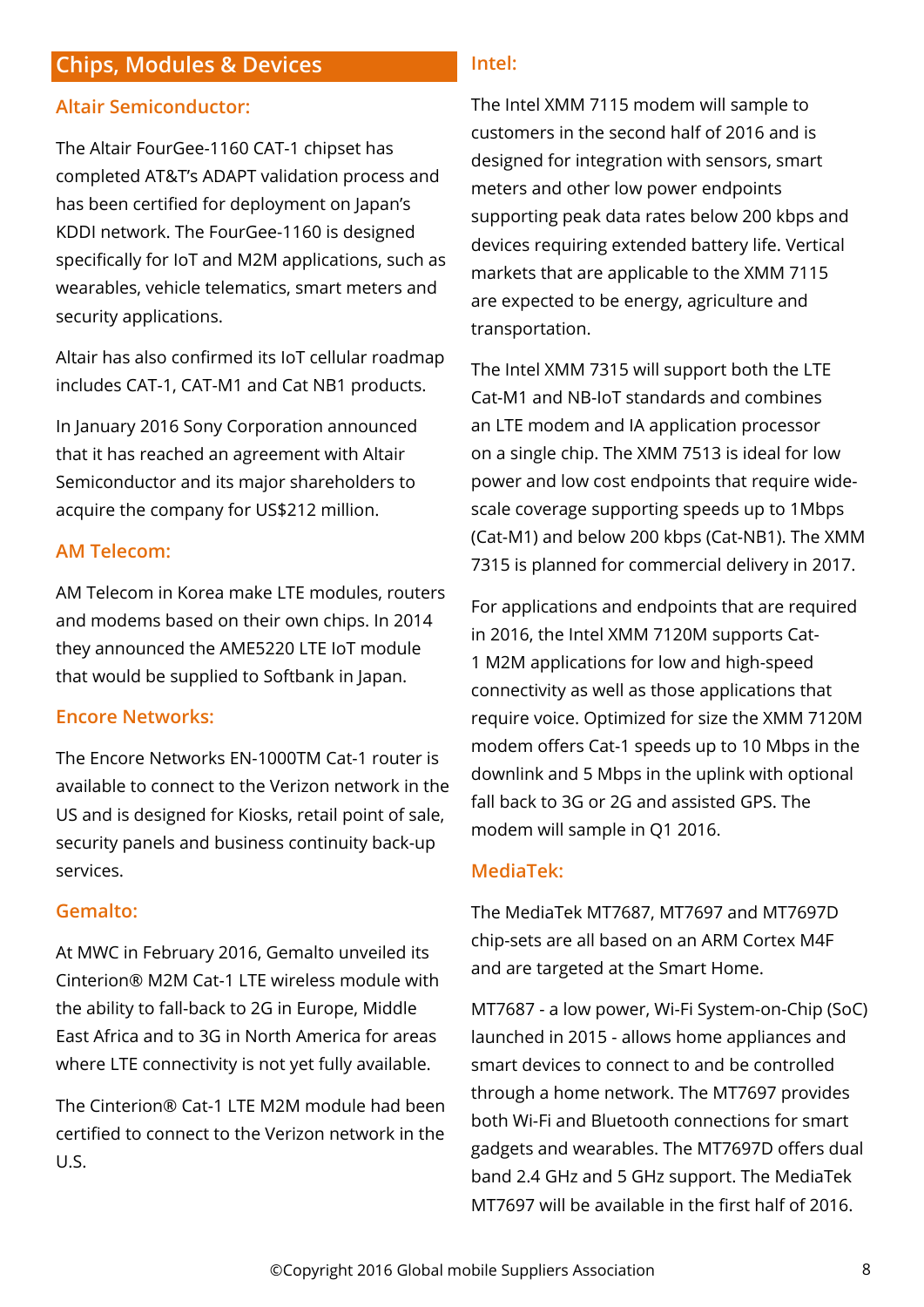## Chips, Modules & Devices

### Altair Semiconductor:

The Altair FourGee-1160 CAT-1 chipset has completed AT&T's ADAPT validation process and has been certified for deployment on Japan's KDDI network. The FourGee-1160 is designed specifically for IoT and M2M applications, such as wearables, vehicle telematics, smart meters and security applications.

Altair has also confirmed its IoT cellular roadmap includes CAT-1, CAT-M1 and Cat NB1 products.

In January 2016 Sony Corporation announced that it has reached an agreement with Altair Semiconductor and its major shareholders to acquire the company for US$212 million.

### AM Telecom:

AM Telecom in Korea make LTE modules, routers and modems based on their own chips. In 2014 they announced the AME5220 LTE IoT module that would be supplied to Softbank in Japan.

### Encore Networks:

The Encore Networks EN-1000TM Cat-1 router is available to connect to the Verizon network in the US and is designed for Kiosks, retail point of sale, security panels and business continuity back-up services.

### Gemalto:

At MWC in February 2016, Gemalto unveiled its Cinterion® M2M Cat-1 LTE wireless module with the ability to fall-back to 2G in Europe, Middle East Africa and to 3G in North America for areas where LTE connectivity is not yet fully available.

The Cinterion® Cat-1 LTE M2M module had been certified to connect to the Verizon network in the U.S.

### Intel:

The Intel XMM 7115 modem will sample to customers in the second half of 2016 and is designed for integration with sensors, smart meters and other low power endpoints supporting peak data rates below 200 kbps and devices requiring extended battery life. Vertical markets that are applicable to the XMM 7115 are expected to be energy, agriculture and transportation.

The Intel XMM 7315 will support both the LTE Cat-M1 and NB-IoT standards and combines an LTE modem and IA application processor on a single chip. The XMM 7513 is ideal for low power and low cost endpoints that require wide-scale coverage supporting speeds up to 1Mbps (Cat-M1) and below 200 kbps (Cat-NB1). The XMM 7315 is planned for commercial delivery in 2017.

For applications and endpoints that are required in 2016, the Intel XMM 7120M supports Cat-1 M2M applications for low and high-speed connectivity as well as those applications that require voice. Optimized for size the XMM 7120M modem offers Cat-1 speeds up to 10 Mbps in the downlink and 5 Mbps in the uplink with optional fall back to 3G or 2G and assisted GPS. The modem will sample in Q1 2016.

### MediaTek:

The MediaTek MT7687, MT7697 and MT7697D chip-sets are all based on an ARM Cortex M4F and are targeted at the Smart Home.

MT7687 - a low power, Wi-Fi System-on-Chip (SoC) launched in 2015 - allows home appliances and smart devices to connect to and be controlled through a home network. The MT7697 provides both Wi-Fi and Bluetooth connections for smart gadgets and wearables. The MT7697D offers dual band 2.4 GHz and 5 GHz support. The MediaTek MT7697 will be available in the first half of 2016.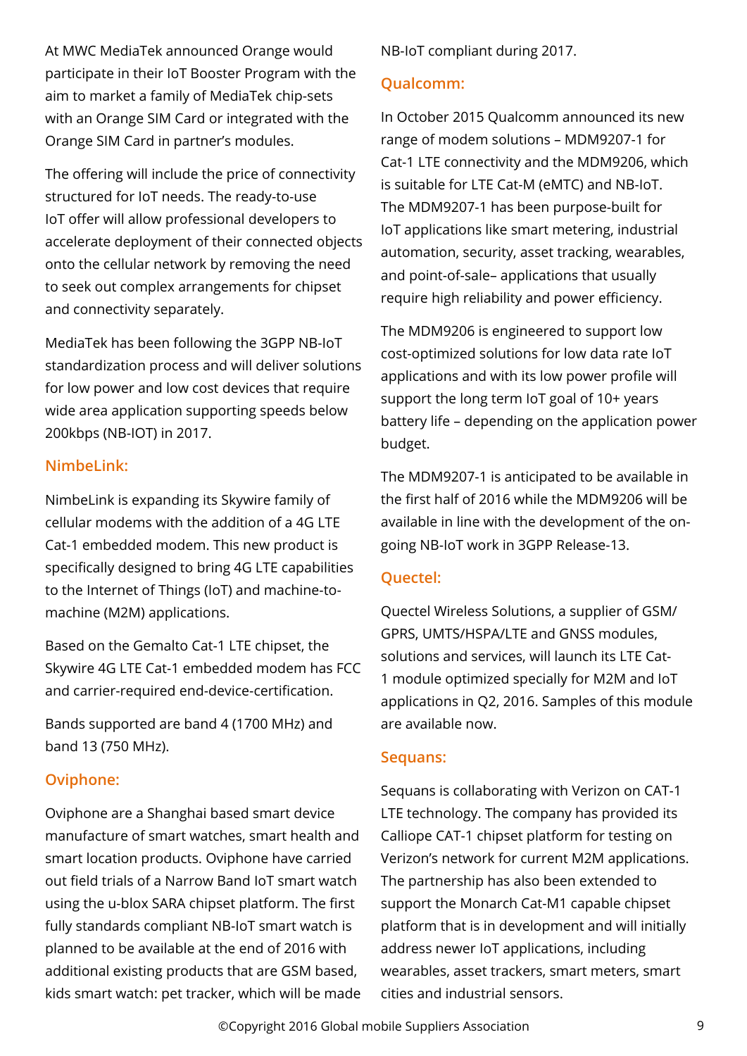At MWC MediaTek announced Orange would participate in their IoT Booster Program with the aim to market a family of MediaTek chip-sets with an Orange SIM Card or integrated with the Orange SIM Card in partner's modules.

The offering will include the price of connectivity structured for IoT needs. The ready-to-use IoT offer will allow professional developers to accelerate deployment of their connected objects onto the cellular network by removing the need to seek out complex arrangements for chipset and connectivity separately.

MediaTek has been following the 3GPP NB-IoT standardization process and will deliver solutions for low power and low cost devices that require wide area application supporting speeds below 200kbps (NB-IOT) in 2017.

### NimbeLink:

NimbeLink is expanding its Skywire family of cellular modems with the addition of a 4G LTE Cat-1 embedded modem. This new product is specifically designed to bring 4G LTE capabilities to the Internet of Things (IoT) and machine-to-machine (M2M) applications.

Based on the Gemalto Cat-1 LTE chipset, the Skywire 4G LTE Cat-1 embedded modem has FCC and carrier-required end-device-certification.

Bands supported are band 4 (1700 MHz) and band 13 (750 MHz).

### Oviphone:

Oviphone are a Shanghai based smart device manufacture of smart watches, smart health and smart location products. Oviphone have carried out field trials of a Narrow Band IoT smart watch using the u-blox SARA chipset platform. The first fully standards compliant NB-IoT smart watch is planned to be available at the end of 2016 with additional existing products that are GSM based, kids smart watch: pet tracker, which will be made NB-IoT compliant during 2017.

### Qualcomm:

In October 2015 Qualcomm announced its new range of modem solutions – MDM9207-1 for Cat-1 LTE connectivity and the MDM9206, which is suitable for LTE Cat-M (eMTC) and NB-IoT. The MDM9207-1 has been purpose-built for IoT applications like smart metering, industrial automation, security, asset tracking, wearables, and point-of-sale– applications that usually require high reliability and power efficiency.

The MDM9206 is engineered to support low cost-optimized solutions for low data rate IoT applications and with its low power profile will support the long term IoT goal of 10+ years battery life – depending on the application power budget.

The MDM9207-1 is anticipated to be available in the first half of 2016 while the MDM9206 will be available in line with the development of the on-going NB-IoT work in 3GPP Release-13.

### Quectel:

Quectel Wireless Solutions, a supplier of GSM/GPRS, UMTS/HSPA/LTE and GNSS modules, solutions and services, will launch its LTE Cat-1 module optimized specially for M2M and IoT applications in Q2, 2016. Samples of this module are available now.

### Sequans:

Sequans is collaborating with Verizon on CAT-1 LTE technology. The company has provided its Calliope CAT-1 chipset platform for testing on Verizon's network for current M2M applications. The partnership has also been extended to support the Monarch Cat-M1 capable chipset platform that is in development and will initially address newer IoT applications, including wearables, asset trackers, smart meters, smart cities and industrial sensors.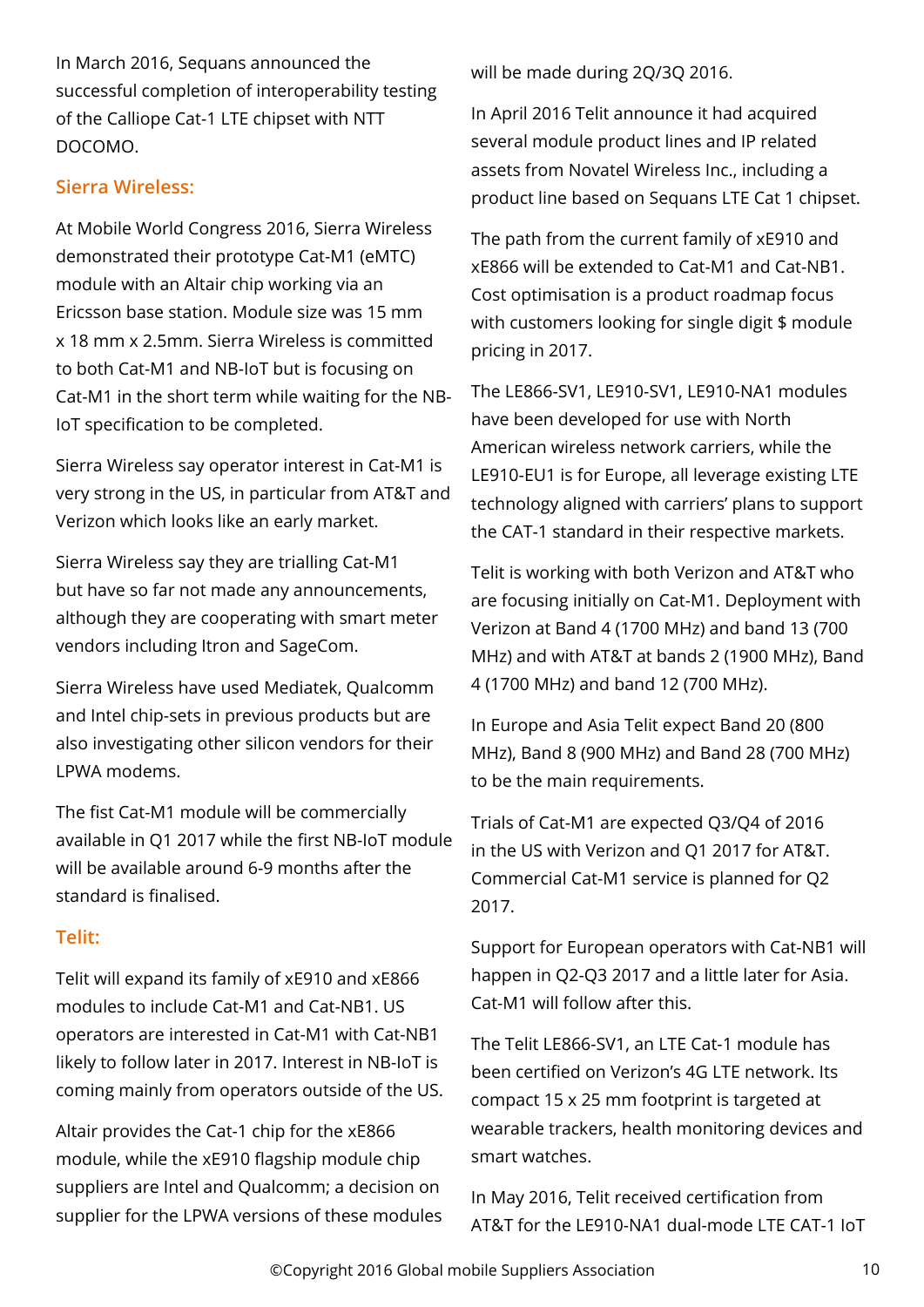In March 2016, Sequans announced the successful completion of interoperability testing of the Calliope Cat-1 LTE chipset with NTT DOCOMO.

### Sierra Wireless:

At Mobile World Congress 2016, Sierra Wireless demonstrated their prototype Cat-M1 (eMTC) module with an Altair chip working via an Ericsson base station. Module size was 15 mm x 18 mm x 2.5mm. Sierra Wireless is committed to both Cat-M1 and NB-IoT but is focusing on Cat-M1 in the short term while waiting for the NB-IoT specification to be completed.

Sierra Wireless say operator interest in Cat-M1 is very strong in the US, in particular from AT&T and Verizon which looks like an early market.

Sierra Wireless say they are trialling Cat-M1 but have so far not made any announcements, although they are cooperating with smart meter vendors including Itron and SageCom.

Sierra Wireless have used Mediatek, Qualcomm and Intel chip-sets in previous products but are also investigating other silicon vendors for their LPWA modems.

The fist Cat-M1 module will be commercially available in Q1 2017 while the first NB-IoT module will be available around 6-9 months after the standard is finalised.

### Telit:

Telit will expand its family of xE910 and xE866 modules to include Cat-M1 and Cat-NB1. US operators are interested in Cat-M1 with Cat-NB1 likely to follow later in 2017. Interest in NB-IoT is coming mainly from operators outside of the US.

Altair provides the Cat-1 chip for the xE866 module, while the xE910 flagship module chip suppliers are Intel and Qualcomm; a decision on supplier for the LPWA versions of these modules will be made during 2Q/3Q 2016.

In April 2016 Telit announce it had acquired several module product lines and IP related assets from Novatel Wireless Inc., including a product line based on Sequans LTE Cat 1 chipset.

The path from the current family of xE910 and xE866 will be extended to Cat-M1 and Cat-NB1. Cost optimisation is a product roadmap focus with customers looking for single digit $ module pricing in 2017.

The LE866-SV1, LE910-SV1, LE910-NA1 modules have been developed for use with North American wireless network carriers, while the LE910-EU1 is for Europe, all leverage existing LTE technology aligned with carriers' plans to support the CAT-1 standard in their respective markets.

Telit is working with both Verizon and AT&T who are focusing initially on Cat-M1. Deployment with Verizon at Band 4 (1700 MHz) and band 13 (700 MHz) and with AT&T at bands 2 (1900 MHz), Band 4 (1700 MHz) and band 12 (700 MHz).

In Europe and Asia Telit expect Band 20 (800 MHz), Band 8 (900 MHz) and Band 28 (700 MHz) to be the main requirements.

Trials of Cat-M1 are expected Q3/Q4 of 2016 in the US with Verizon and Q1 2017 for AT&T. Commercial Cat-M1 service is planned for Q2 2017.

Support for European operators with Cat-NB1 will happen in Q2-Q3 2017 and a little later for Asia. Cat-M1 will follow after this.

The Telit LE866-SV1, an LTE Cat-1 module has been certified on Verizon's 4G LTE network. Its compact 15 x 25 mm footprint is targeted at wearable trackers, health monitoring devices and smart watches.

In May 2016, Telit received certification from AT&T for the LE910-NA1 dual-mode LTE CAT-1 IoT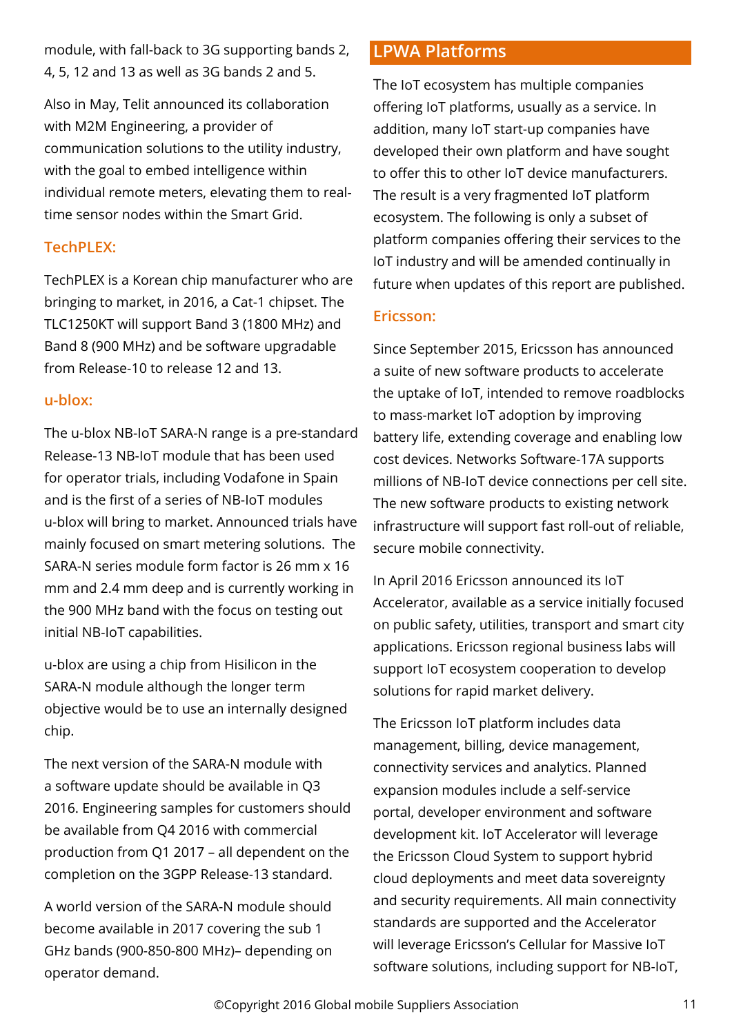module, with fall-back to 3G supporting bands 2, 4, 5, 12 and 13 as well as 3G bands 2 and 5.

Also in May, Telit announced its collaboration with M2M Engineering, a provider of communication solutions to the utility industry, with the goal to embed intelligence within individual remote meters, elevating them to real-time sensor nodes within the Smart Grid.

### TechPLEX:

TechPLEX is a Korean chip manufacturer who are bringing to market, in 2016, a Cat-1 chipset. The TLC1250KT will support Band 3 (1800 MHz) and Band 8 (900 MHz) and be software upgradable from Release-10 to release 12 and 13.

### u-blox:

The u-blox NB-IoT SARA-N range is a pre-standard Release-13 NB-IoT module that has been used for operator trials, including Vodafone in Spain and is the first of a series of NB-IoT modules u-blox will bring to market. Announced trials have mainly focused on smart metering solutions. The SARA-N series module form factor is 26 mm x 16 mm and 2.4 mm deep and is currently working in the 900 MHz band with the focus on testing out initial NB-IoT capabilities.

u-blox are using a chip from Hisilicon in the SARA-N module although the longer term objective would be to use an internally designed chip.

The next version of the SARA-N module with a software update should be available in Q3 2016. Engineering samples for customers should be available from Q4 2016 with commercial production from Q1 2017 – all dependent on the completion on the 3GPP Release-13 standard.

A world version of the SARA-N module should become available in 2017 covering the sub 1 GHz bands (900-850-800 MHz)– depending on operator demand.

## LPWA Platforms

The IoT ecosystem has multiple companies offering IoT platforms, usually as a service. In addition, many IoT start-up companies have developed their own platform and have sought to offer this to other IoT device manufacturers. The result is a very fragmented IoT platform ecosystem. The following is only a subset of platform companies offering their services to the IoT industry and will be amended continually in future when updates of this report are published.

### Ericsson:

Since September 2015, Ericsson has announced a suite of new software products to accelerate the uptake of IoT, intended to remove roadblocks to mass-market IoT adoption by improving battery life, extending coverage and enabling low cost devices. Networks Software-17A supports millions of NB-IoT device connections per cell site. The new software products to existing network infrastructure will support fast roll-out of reliable, secure mobile connectivity.

In April 2016 Ericsson announced its IoT Accelerator, available as a service initially focused on public safety, utilities, transport and smart city applications. Ericsson regional business labs will support IoT ecosystem cooperation to develop solutions for rapid market delivery.

The Ericsson IoT platform includes data management, billing, device management, connectivity services and analytics. Planned expansion modules include a self-service portal, developer environment and software development kit. IoT Accelerator will leverage the Ericsson Cloud System to support hybrid cloud deployments and meet data sovereignty and security requirements. All main connectivity standards are supported and the Accelerator will leverage Ericsson's Cellular for Massive IoT software solutions, including support for NB-IoT,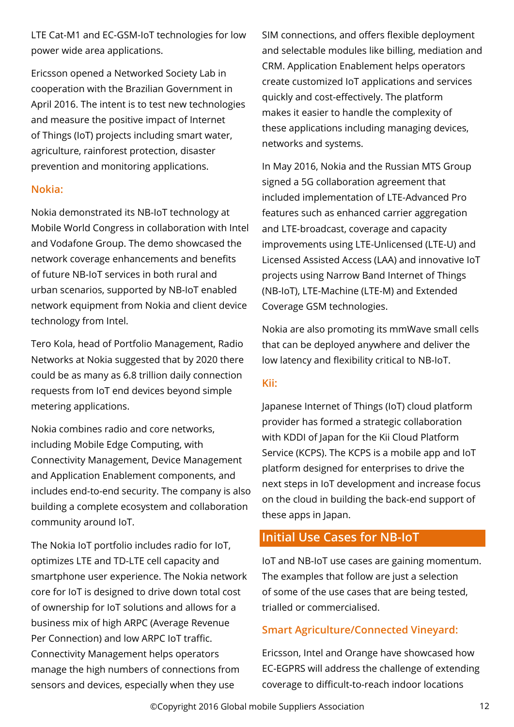LTE Cat-M1 and EC-GSM-IoT technologies for low power wide area applications.

Ericsson opened a Networked Society Lab in cooperation with the Brazilian Government in April 2016. The intent is to test new technologies and measure the positive impact of Internet of Things (IoT) projects including smart water, agriculture, rainforest protection, disaster prevention and monitoring applications.

### Nokia:

Nokia demonstrated its NB-IoT technology at Mobile World Congress in collaboration with Intel and Vodafone Group. The demo showcased the network coverage enhancements and benefits of future NB-IoT services in both rural and urban scenarios, supported by NB-IoT enabled network equipment from Nokia and client device technology from Intel.

Tero Kola, head of Portfolio Management, Radio Networks at Nokia suggested that by 2020 there could be as many as 6.8 trillion daily connection requests from IoT end devices beyond simple metering applications.

Nokia combines radio and core networks, including Mobile Edge Computing, with Connectivity Management, Device Management and Application Enablement components, and includes end-to-end security. The company is also building a complete ecosystem and collaboration community around IoT.

The Nokia IoT portfolio includes radio for IoT, optimizes LTE and TD-LTE cell capacity and smartphone user experience. The Nokia network core for IoT is designed to drive down total cost of ownership for IoT solutions and allows for a business mix of high ARPC (Average Revenue Per Connection) and low ARPC IoT traffic. Connectivity Management helps operators manage the high numbers of connections from sensors and devices, especially when they use SIM connections, and offers flexible deployment and selectable modules like billing, mediation and CRM. Application Enablement helps operators create customized IoT applications and services quickly and cost-effectively. The platform makes it easier to handle the complexity of these applications including managing devices, networks and systems.

In May 2016, Nokia and the Russian MTS Group signed a 5G collaboration agreement that included implementation of LTE-Advanced Pro features such as enhanced carrier aggregation and LTE-broadcast, coverage and capacity improvements using LTE-Unlicensed (LTE-U) and Licensed Assisted Access (LAA) and innovative IoT projects using Narrow Band Internet of Things (NB-IoT), LTE-Machine (LTE-M) and Extended Coverage GSM technologies.

Nokia are also promoting its mmWave small cells that can be deployed anywhere and deliver the low latency and flexibility critical to NB-IoT.

### Kii:

Japanese Internet of Things (IoT) cloud platform provider has formed a strategic collaboration with KDDI of Japan for the Kii Cloud Platform Service (KCPS). The KCPS is a mobile app and IoT platform designed for enterprises to drive the next steps in IoT development and increase focus on the cloud in building the back-end support of these apps in Japan.

## Initial Use Cases for NB-IoT

IoT and NB-IoT use cases are gaining momentum. The examples that follow are just a selection of some of the use cases that are being tested, trialled or commercialised.

### Smart Agriculture/Connected Vineyard:

Ericsson, Intel and Orange have showcased how EC-EGPRS will address the challenge of extending coverage to difficult-to-reach indoor locations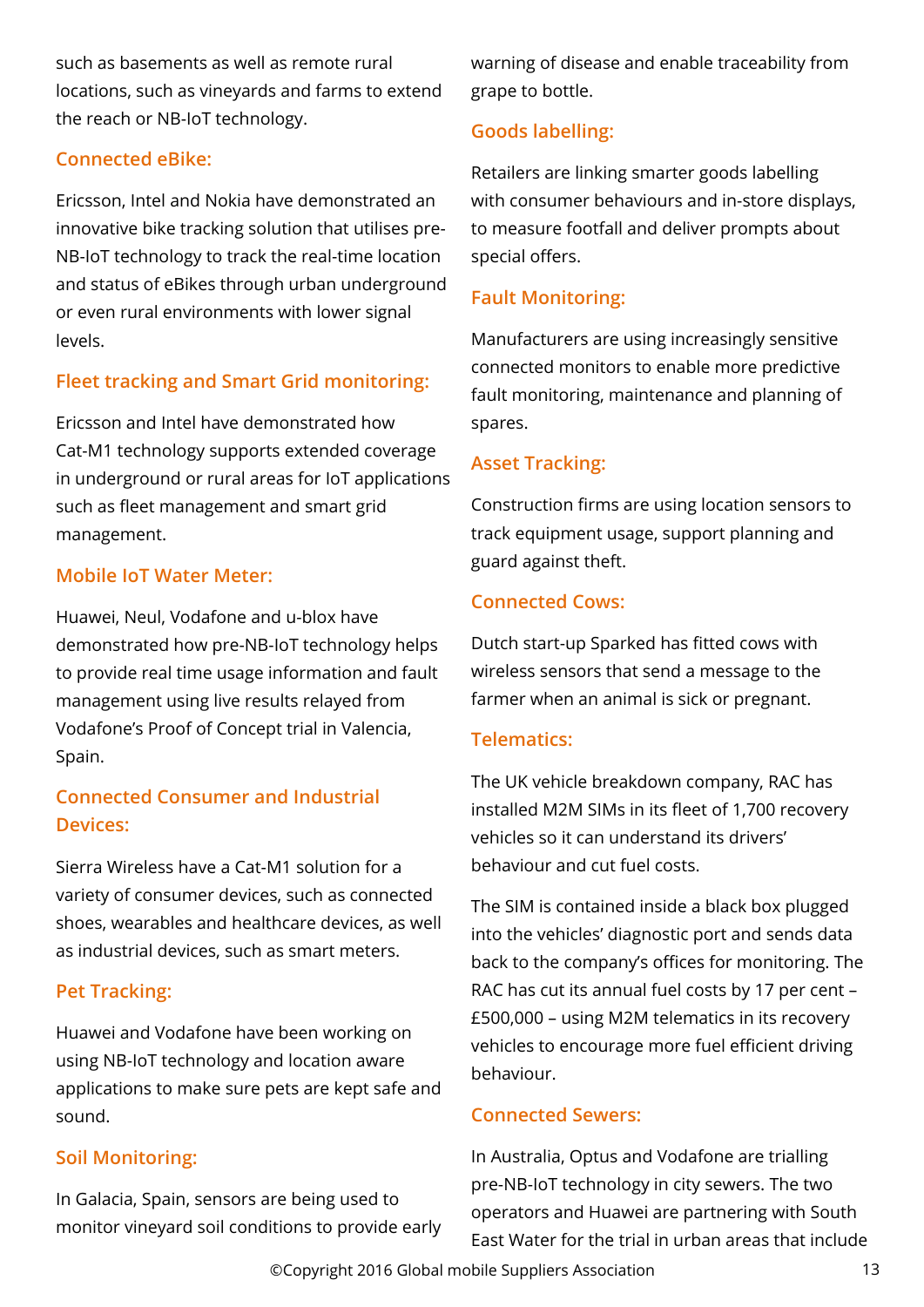such as basements as well as remote rural locations, such as vineyards and farms to extend the reach or NB-IoT technology.

### Connected eBike:

Ericsson, Intel and Nokia have demonstrated an innovative bike tracking solution that utilises pre-NB-IoT technology to track the real-time location and status of eBikes through urban underground or even rural environments with lower signal levels.

### Fleet tracking and Smart Grid monitoring:

Ericsson and Intel have demonstrated how Cat-M1 technology supports extended coverage in underground or rural areas for IoT applications such as fleet management and smart grid management.

### Mobile IoT Water Meter:

Huawei, Neul, Vodafone and u-blox have demonstrated how pre-NB-IoT technology helps to provide real time usage information and fault management using live results relayed from Vodafone's Proof of Concept trial in Valencia, Spain.

### Connected Consumer and Industrial Devices:

Sierra Wireless have a Cat-M1 solution for a variety of consumer devices, such as connected shoes, wearables and healthcare devices, as well as industrial devices, such as smart meters.

### Pet Tracking:

Huawei and Vodafone have been working on using NB-IoT technology and location aware applications to make sure pets are kept safe and sound.

### Soil Monitoring:

In Galacia, Spain, sensors are being used to monitor vineyard soil conditions to provide early warning of disease and enable traceability from grape to bottle.

### Goods labelling:

Retailers are linking smarter goods labelling with consumer behaviours and in-store displays, to measure footfall and deliver prompts about special offers.

### Fault Monitoring:

Manufacturers are using increasingly sensitive connected monitors to enable more predictive fault monitoring, maintenance and planning of spares.

### Asset Tracking:

Construction firms are using location sensors to track equipment usage, support planning and guard against theft.

### Connected Cows:

Dutch start-up Sparked has fitted cows with wireless sensors that send a message to the farmer when an animal is sick or pregnant.

### Telematics:

The UK vehicle breakdown company, RAC has installed M2M SIMs in its fleet of 1,700 recovery vehicles so it can understand its drivers' behaviour and cut fuel costs.

The SIM is contained inside a black box plugged into the vehicles' diagnostic port and sends data back to the company's offices for monitoring. The RAC has cut its annual fuel costs by 17 per cent – £500,000 – using M2M telematics in its recovery vehicles to encourage more fuel efficient driving behaviour.

### Connected Sewers:

In Australia, Optus and Vodafone are trialling pre-NB-IoT technology in city sewers. The two operators and Huawei are partnering with South East Water for the trial in urban areas that include

©Copyright 2016 Global mobile Suppliers Association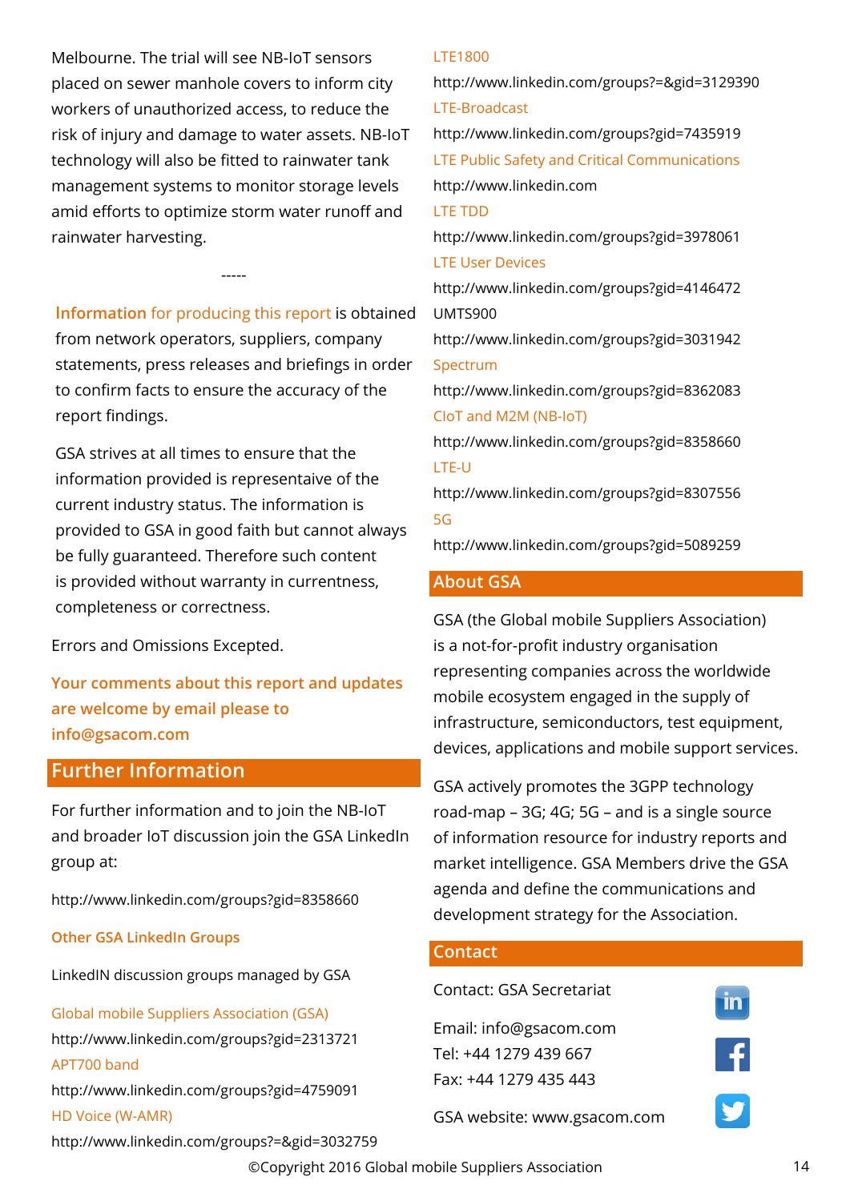Melbourne. The trial will see NB-IoT sensors placed on sewer manhole covers to inform city workers of unauthorized access, to reduce the risk of injury and damage to water assets. NB-IoT technology will also be fitted to rainwater tank management systems to monitor storage levels amid efforts to optimize storm water runoff and rainwater harvesting.

-----

Information for producing this report is obtained from network operators, suppliers, company statements, press releases and briefings in order to confirm facts to ensure the accuracy of the report findings.

GSA strives at all times to ensure that the information provided is representaive of the current industry status. The information is provided to GSA in good faith but cannot always be fully guaranteed. Therefore such content is provided without warranty in currentness, completeness or correctness.

Errors and Omissions Excepted.

**Your comments about this report and updates are welcome by email please to info@gsacom.com**

## Further Information

For further information and to join the NB-IoT and broader IoT discussion join the GSA LinkedIn group at:

http://www.linkedin.com/groups?gid=8358660

**Other GSA LinkedIn Groups**

LinkedIN discussion groups managed by GSA

Global mobile Suppliers Association (GSA)
http://www.linkedin.com/groups?gid=2313721

APT700 band
http://www.linkedin.com/groups?gid=4759091

HD Voice (W-AMR)
http://www.linkedin.com/groups?=&gid=3032759

LTE1800
http://www.linkedin.com/groups?=&gid=3129390

LTE-Broadcast
http://www.linkedin.com/groups?gid=7435919

LTE Public Safety and Critical Communications
http://www.linkedin.com

LTE TDD
http://www.linkedin.com/groups?gid=3978061

LTE User Devices
http://www.linkedin.com/groups?gid=4146472

UMTS900
http://www.linkedin.com/groups?gid=3031942

Spectrum
http://www.linkedin.com/groups?gid=8362083

CIoT and M2M (NB-IoT)
http://www.linkedin.com/groups?gid=8358660

LTE-U
http://www.linkedin.com/groups?gid=8307556

5G
http://www.linkedin.com/groups?gid=5089259

## About GSA

GSA (the Global mobile Suppliers Association) is a not-for-profit industry organisation representing companies across the worldwide mobile ecosystem engaged in the supply of infrastructure, semiconductors, test equipment, devices, applications and mobile support services.

GSA actively promotes the 3GPP technology road-map – 3G; 4G; 5G – and is a single source of information resource for industry reports and market intelligence. GSA Members drive the GSA agenda and define the communications and development strategy for the Association.

## Contact

Contact: GSA Secretariat

Email: info@gsacom.com
Tel: +44 1279 439 667
Fax: +44 1279 435 443

GSA website: www.gsacom.com

©Copyright 2016 Global mobile Suppliers Association